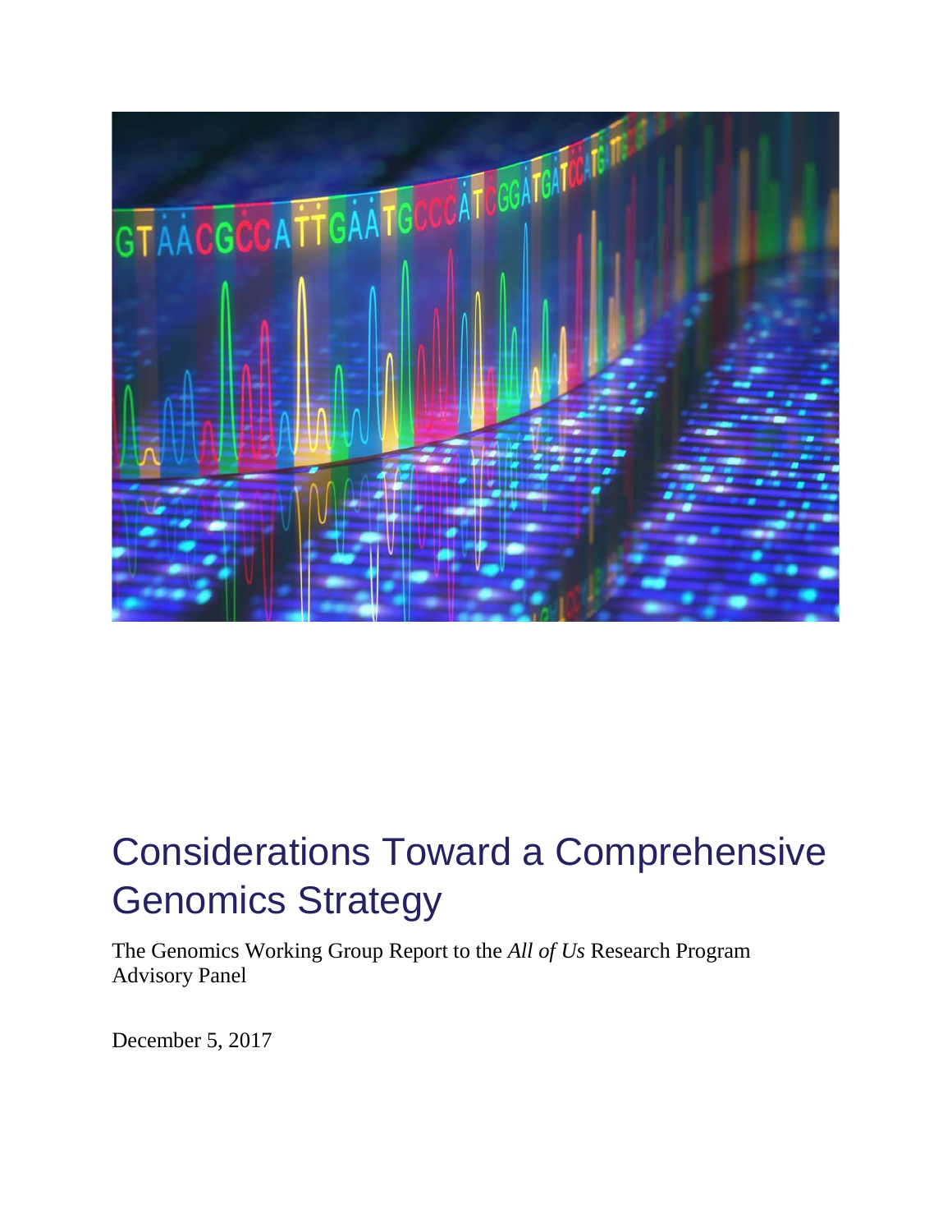# Considerations Toward a Comprehensive Genomics Strategy

The Genomics Working Group Report to the *All of Us* Research Program Advisory Panel

December 5, 2017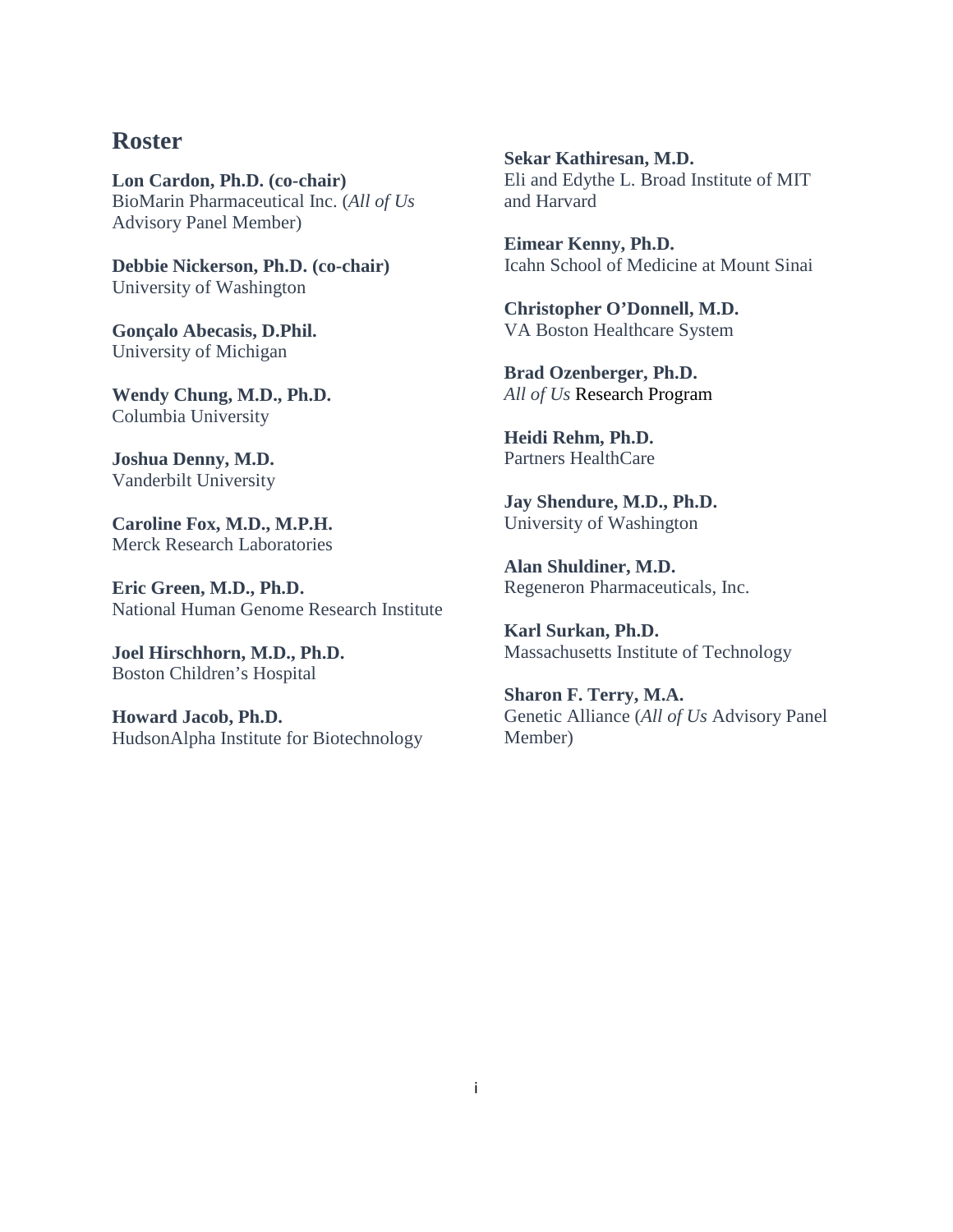## Roster

**Lon Cardon, Ph.D. (co-chair)**
BioMarin Pharmaceutical Inc. (*All of Us* Advisory Panel Member)

**Debbie Nickerson, Ph.D. (co-chair)**
University of Washington

**Gonçalo Abecasis, D.Phil.**
University of Michigan

**Wendy Chung, M.D., Ph.D.**
Columbia University

**Joshua Denny, M.D.**
Vanderbilt University

**Caroline Fox, M.D., M.P.H.**
Merck Research Laboratories

**Eric Green, M.D., Ph.D.**
National Human Genome Research Institute

**Joel Hirschhorn, M.D., Ph.D.**
Boston Children's Hospital

**Howard Jacob, Ph.D.**
HudsonAlpha Institute for Biotechnology

**Sekar Kathiresan, M.D.**
Eli and Edythe L. Broad Institute of MIT and Harvard

**Eimear Kenny, Ph.D.**
Icahn School of Medicine at Mount Sinai

**Christopher O'Donnell, M.D.**
VA Boston Healthcare System

**Brad Ozenberger, Ph.D.**
*All of Us* Research Program

**Heidi Rehm, Ph.D.**
Partners HealthCare

**Jay Shendure, M.D., Ph.D.**
University of Washington

**Alan Shuldiner, M.D.**
Regeneron Pharmaceuticals, Inc.

**Karl Surkan, Ph.D.**
Massachusetts Institute of Technology

**Sharon F. Terry, M.A.**
Genetic Alliance (*All of Us* Advisory Panel Member)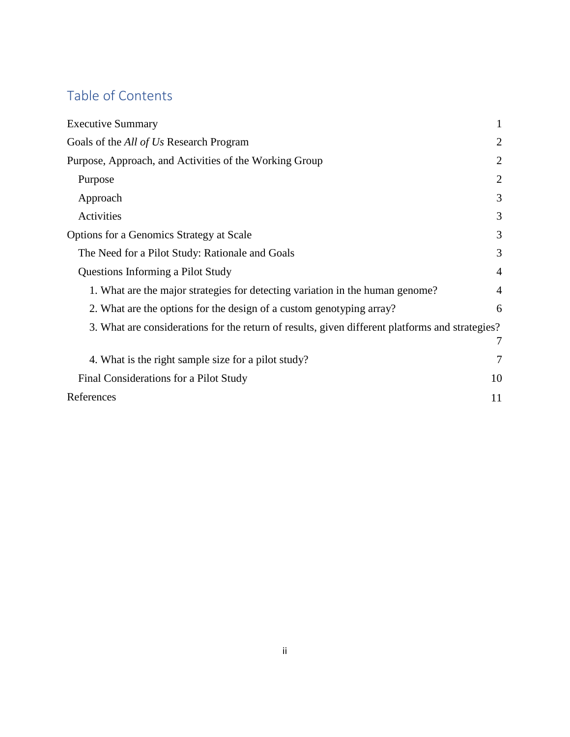## Table of Contents

Executive Summary 1

Goals of the *All of Us* Research Program 2

Purpose, Approach, and Activities of the Working Group 2

- Purpose 2
- Approach 3
- Activities 3

Options for a Genomics Strategy at Scale 3

- The Need for a Pilot Study: Rationale and Goals 3
- Questions Informing a Pilot Study 4
  - 1. What are the major strategies for detecting variation in the human genome? 4
  - 2. What are the options for the design of a custom genotyping array? 6
  - 3. What are considerations for the return of results, given different platforms and strategies? 7
  - 4. What is the right sample size for a pilot study? 7
- Final Considerations for a Pilot Study 10

References 11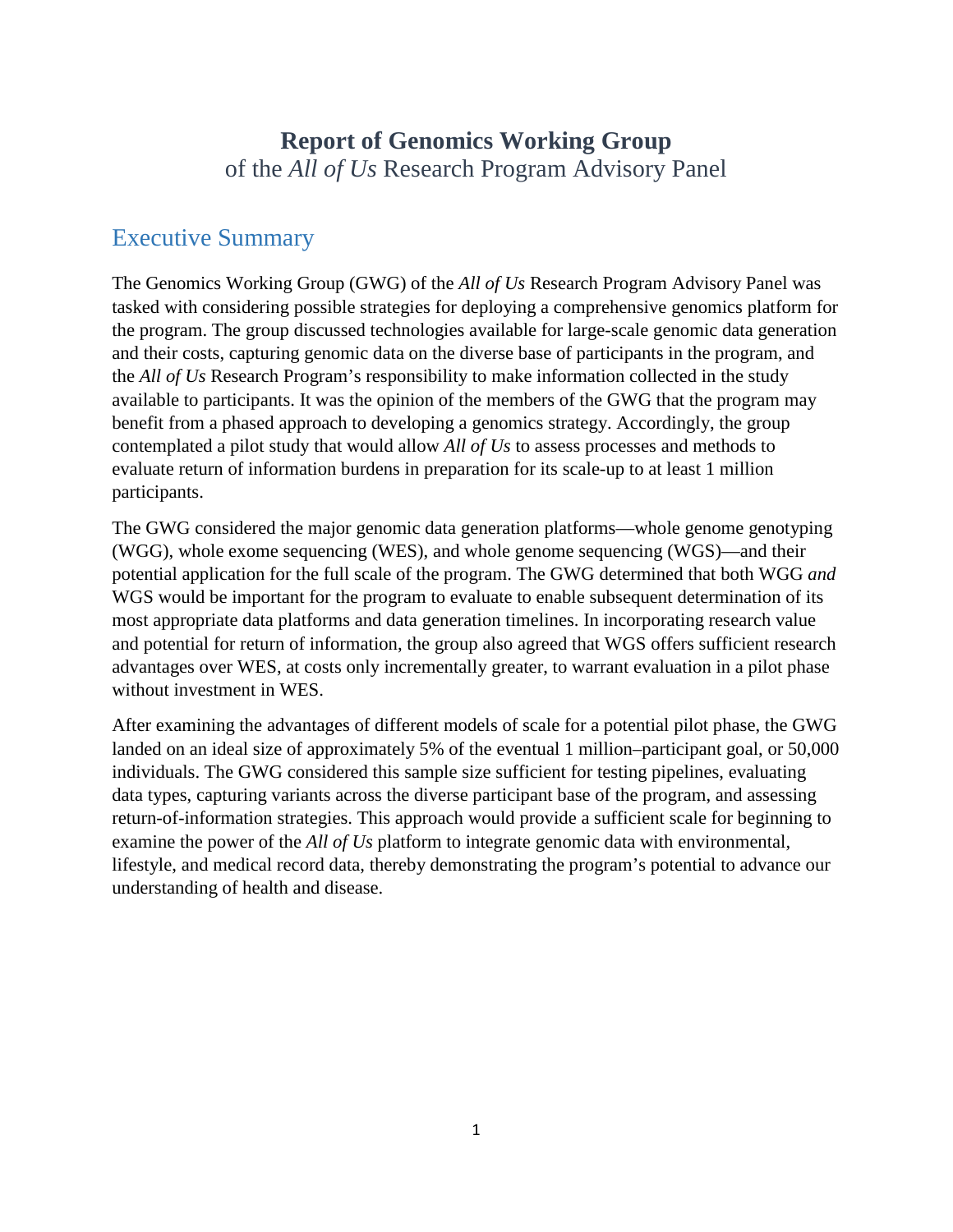# Report of Genomics Working Group

of the *All of Us* Research Program Advisory Panel

## Executive Summary

The Genomics Working Group (GWG) of the *All of Us* Research Program Advisory Panel was tasked with considering possible strategies for deploying a comprehensive genomics platform for the program. The group discussed technologies available for large-scale genomic data generation and their costs, capturing genomic data on the diverse base of participants in the program, and the *All of Us* Research Program's responsibility to make information collected in the study available to participants. It was the opinion of the members of the GWG that the program may benefit from a phased approach to developing a genomics strategy. Accordingly, the group contemplated a pilot study that would allow *All of Us* to assess processes and methods to evaluate return of information burdens in preparation for its scale-up to at least 1 million participants.

The GWG considered the major genomic data generation platforms—whole genome genotyping (WGG), whole exome sequencing (WES), and whole genome sequencing (WGS)—and their potential application for the full scale of the program. The GWG determined that both WGG *and* WGS would be important for the program to evaluate to enable subsequent determination of its most appropriate data platforms and data generation timelines. In incorporating research value and potential for return of information, the group also agreed that WGS offers sufficient research advantages over WES, at costs only incrementally greater, to warrant evaluation in a pilot phase without investment in WES.

After examining the advantages of different models of scale for a potential pilot phase, the GWG landed on an ideal size of approximately 5% of the eventual 1 million–participant goal, or 50,000 individuals. The GWG considered this sample size sufficient for testing pipelines, evaluating data types, capturing variants across the diverse participant base of the program, and assessing return-of-information strategies. This approach would provide a sufficient scale for beginning to examine the power of the *All of Us* platform to integrate genomic data with environmental, lifestyle, and medical record data, thereby demonstrating the program's potential to advance our understanding of health and disease.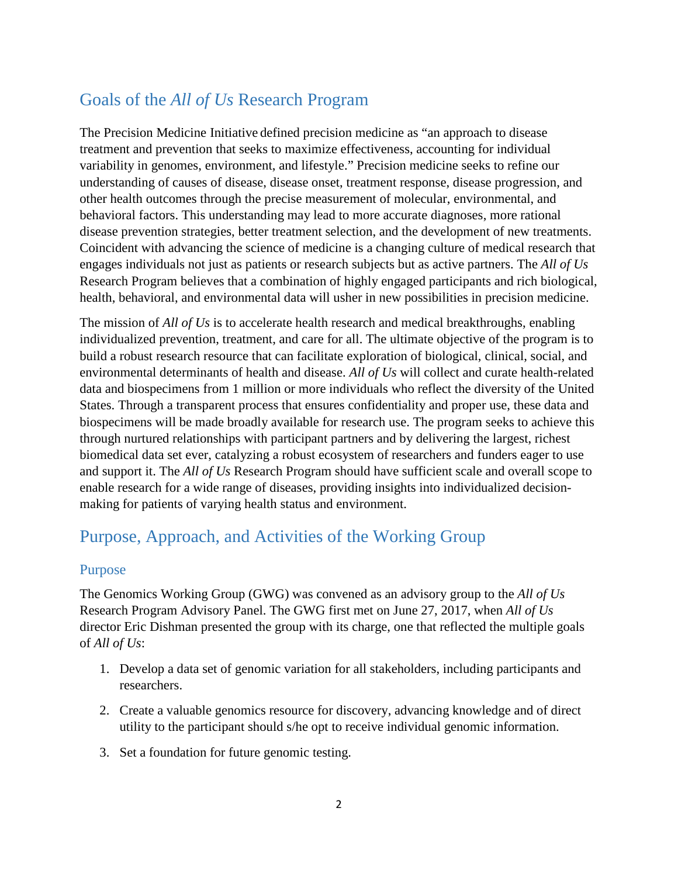## Goals of the *All of Us* Research Program

The Precision Medicine Initiative defined precision medicine as "an approach to disease treatment and prevention that seeks to maximize effectiveness, accounting for individual variability in genomes, environment, and lifestyle." Precision medicine seeks to refine our understanding of causes of disease, disease onset, treatment response, disease progression, and other health outcomes through the precise measurement of molecular, environmental, and behavioral factors. This understanding may lead to more accurate diagnoses, more rational disease prevention strategies, better treatment selection, and the development of new treatments. Coincident with advancing the science of medicine is a changing culture of medical research that engages individuals not just as patients or research subjects but as active partners. The *All of Us* Research Program believes that a combination of highly engaged participants and rich biological, health, behavioral, and environmental data will usher in new possibilities in precision medicine.

The mission of *All of Us* is to accelerate health research and medical breakthroughs, enabling individualized prevention, treatment, and care for all. The ultimate objective of the program is to build a robust research resource that can facilitate exploration of biological, clinical, social, and environmental determinants of health and disease. *All of Us* will collect and curate health-related data and biospecimens from 1 million or more individuals who reflect the diversity of the United States. Through a transparent process that ensures confidentiality and proper use, these data and biospecimens will be made broadly available for research use. The program seeks to achieve this through nurtured relationships with participant partners and by delivering the largest, richest biomedical data set ever, catalyzing a robust ecosystem of researchers and funders eager to use and support it. The *All of Us* Research Program should have sufficient scale and overall scope to enable research for a wide range of diseases, providing insights into individualized decision-making for patients of varying health status and environment.

## Purpose, Approach, and Activities of the Working Group

### Purpose

The Genomics Working Group (GWG) was convened as an advisory group to the *All of Us* Research Program Advisory Panel. The GWG first met on June 27, 2017, when *All of Us* director Eric Dishman presented the group with its charge, one that reflected the multiple goals of *All of Us*:

1. Develop a data set of genomic variation for all stakeholders, including participants and researchers.
2. Create a valuable genomics resource for discovery, advancing knowledge and of direct utility to the participant should s/he opt to receive individual genomic information.
3. Set a foundation for future genomic testing.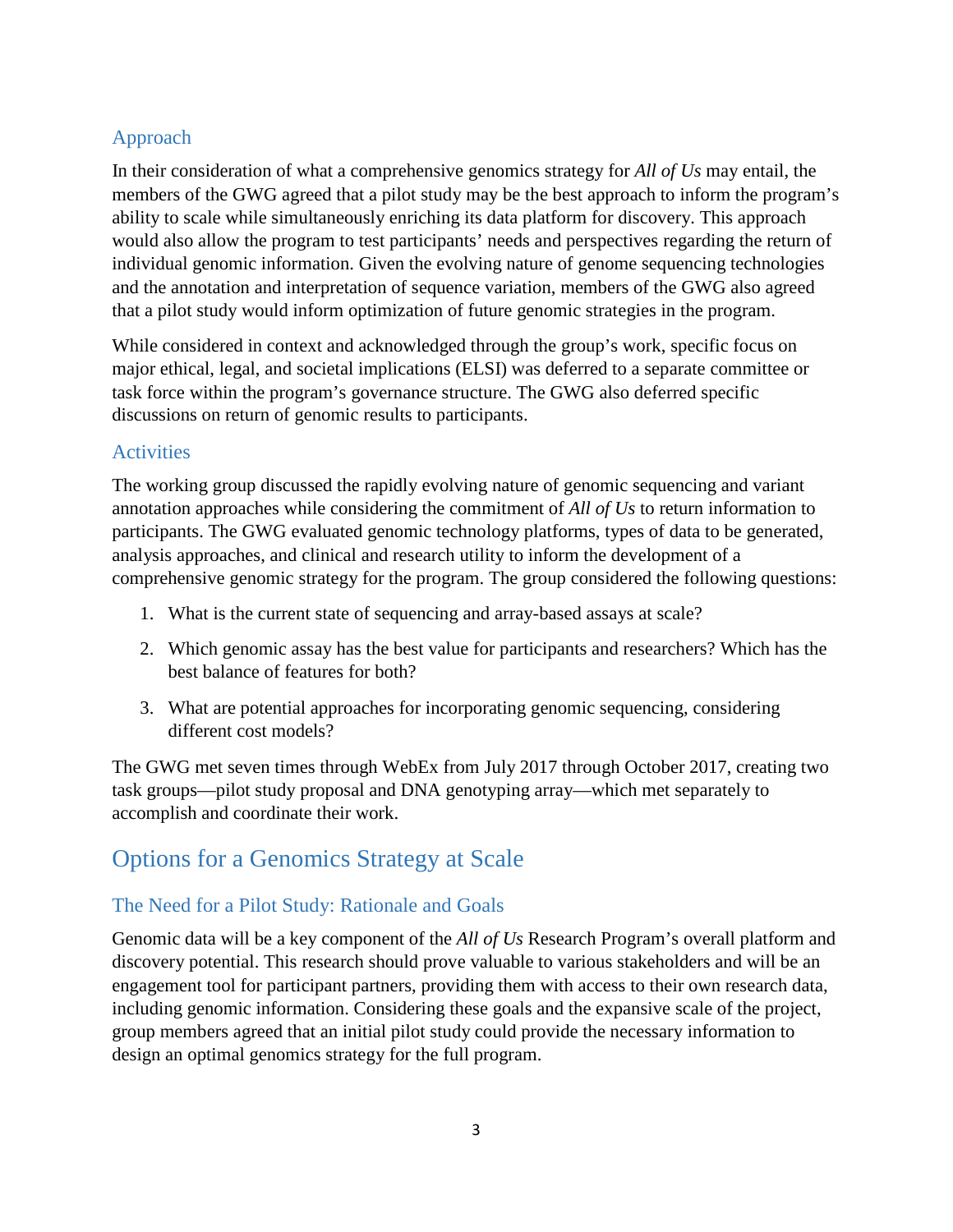### Approach

In their consideration of what a comprehensive genomics strategy for *All of Us* may entail, the members of the GWG agreed that a pilot study may be the best approach to inform the program's ability to scale while simultaneously enriching its data platform for discovery. This approach would also allow the program to test participants' needs and perspectives regarding the return of individual genomic information. Given the evolving nature of genome sequencing technologies and the annotation and interpretation of sequence variation, members of the GWG also agreed that a pilot study would inform optimization of future genomic strategies in the program.

While considered in context and acknowledged through the group's work, specific focus on major ethical, legal, and societal implications (ELSI) was deferred to a separate committee or task force within the program's governance structure. The GWG also deferred specific discussions on return of genomic results to participants.

### Activities

The working group discussed the rapidly evolving nature of genomic sequencing and variant annotation approaches while considering the commitment of *All of Us* to return information to participants. The GWG evaluated genomic technology platforms, types of data to be generated, analysis approaches, and clinical and research utility to inform the development of a comprehensive genomic strategy for the program. The group considered the following questions:

1. What is the current state of sequencing and array-based assays at scale?
2. Which genomic assay has the best value for participants and researchers? Which has the best balance of features for both?
3. What are potential approaches for incorporating genomic sequencing, considering different cost models?

The GWG met seven times through WebEx from July 2017 through October 2017, creating two task groups—pilot study proposal and DNA genotyping array—which met separately to accomplish and coordinate their work.

## Options for a Genomics Strategy at Scale

### The Need for a Pilot Study: Rationale and Goals

Genomic data will be a key component of the *All of Us* Research Program's overall platform and discovery potential. This research should prove valuable to various stakeholders and will be an engagement tool for participant partners, providing them with access to their own research data, including genomic information. Considering these goals and the expansive scale of the project, group members agreed that an initial pilot study could provide the necessary information to design an optimal genomics strategy for the full program.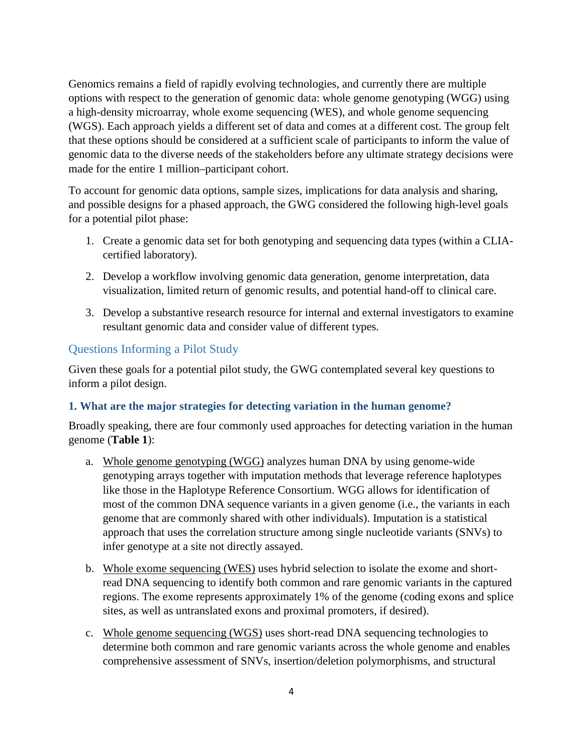Genomics remains a field of rapidly evolving technologies, and currently there are multiple options with respect to the generation of genomic data: whole genome genotyping (WGG) using a high-density microarray, whole exome sequencing (WES), and whole genome sequencing (WGS). Each approach yields a different set of data and comes at a different cost. The group felt that these options should be considered at a sufficient scale of participants to inform the value of genomic data to the diverse needs of the stakeholders before any ultimate strategy decisions were made for the entire 1 million–participant cohort.

To account for genomic data options, sample sizes, implications for data analysis and sharing, and possible designs for a phased approach, the GWG considered the following high-level goals for a potential pilot phase:

1. Create a genomic data set for both genotyping and sequencing data types (within a CLIA-certified laboratory).
2. Develop a workflow involving genomic data generation, genome interpretation, data visualization, limited return of genomic results, and potential hand-off to clinical care.
3. Develop a substantive research resource for internal and external investigators to examine resultant genomic data and consider value of different types.

## Questions Informing a Pilot Study

Given these goals for a potential pilot study, the GWG contemplated several key questions to inform a pilot design.

### 1. What are the major strategies for detecting variation in the human genome?

Broadly speaking, there are four commonly used approaches for detecting variation in the human genome (**Table 1**):

a. Whole genome genotyping (WGG) analyzes human DNA by using genome-wide genotyping arrays together with imputation methods that leverage reference haplotypes like those in the Haplotype Reference Consortium. WGG allows for identification of most of the common DNA sequence variants in a given genome (i.e., the variants in each genome that are commonly shared with other individuals). Imputation is a statistical approach that uses the correlation structure among single nucleotide variants (SNVs) to infer genotype at a site not directly assayed.

b. Whole exome sequencing (WES) uses hybrid selection to isolate the exome and short-read DNA sequencing to identify both common and rare genomic variants in the captured regions. The exome represents approximately 1% of the genome (coding exons and splice sites, as well as untranslated exons and proximal promoters, if desired).

c. Whole genome sequencing (WGS) uses short-read DNA sequencing technologies to determine both common and rare genomic variants across the whole genome and enables comprehensive assessment of SNVs, insertion/deletion polymorphisms, and structural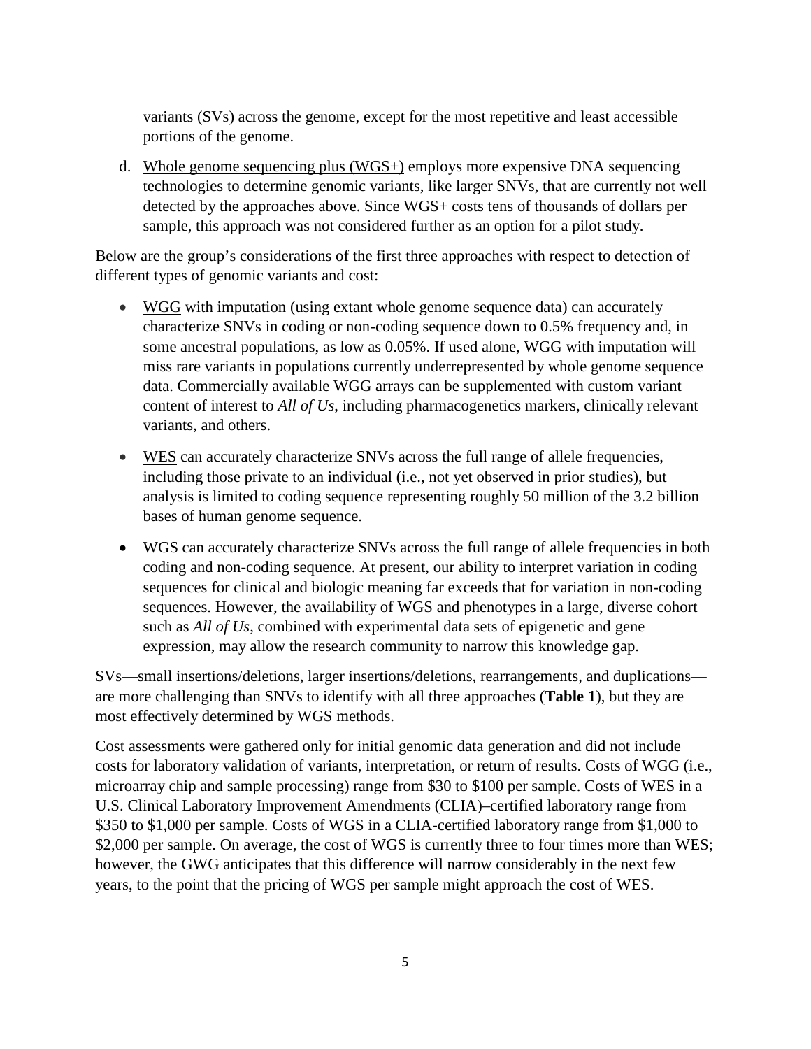variants (SVs) across the genome, except for the most repetitive and least accessible portions of the genome.

d. Whole genome sequencing plus (WGS+) employs more expensive DNA sequencing technologies to determine genomic variants, like larger SNVs, that are currently not well detected by the approaches above. Since WGS+ costs tens of thousands of dollars per sample, this approach was not considered further as an option for a pilot study.

Below are the group's considerations of the first three approaches with respect to detection of different types of genomic variants and cost:

- WGG with imputation (using extant whole genome sequence data) can accurately characterize SNVs in coding or non-coding sequence down to 0.5% frequency and, in some ancestral populations, as low as 0.05%. If used alone, WGG with imputation will miss rare variants in populations currently underrepresented by whole genome sequence data. Commercially available WGG arrays can be supplemented with custom variant content of interest to *All of Us*, including pharmacogenetics markers, clinically relevant variants, and others.
- WES can accurately characterize SNVs across the full range of allele frequencies, including those private to an individual (i.e., not yet observed in prior studies), but analysis is limited to coding sequence representing roughly 50 million of the 3.2 billion bases of human genome sequence.
- WGS can accurately characterize SNVs across the full range of allele frequencies in both coding and non-coding sequence. At present, our ability to interpret variation in coding sequences for clinical and biologic meaning far exceeds that for variation in non-coding sequences. However, the availability of WGS and phenotypes in a large, diverse cohort such as *All of Us*, combined with experimental data sets of epigenetic and gene expression, may allow the research community to narrow this knowledge gap.

SVs—small insertions/deletions, larger insertions/deletions, rearrangements, and duplications—are more challenging than SNVs to identify with all three approaches (**Table 1**), but they are most effectively determined by WGS methods.

Cost assessments were gathered only for initial genomic data generation and did not include costs for laboratory validation of variants, interpretation, or return of results. Costs of WGG (i.e., microarray chip and sample processing) range from $30 to $100 per sample. Costs of WES in a U.S. Clinical Laboratory Improvement Amendments (CLIA)–certified laboratory range from $350 to $1,000 per sample. Costs of WGS in a CLIA-certified laboratory range from $1,000 to $2,000 per sample. On average, the cost of WGS is currently three to four times more than WES; however, the GWG anticipates that this difference will narrow considerably in the next few years, to the point that the pricing of WGS per sample might approach the cost of WES.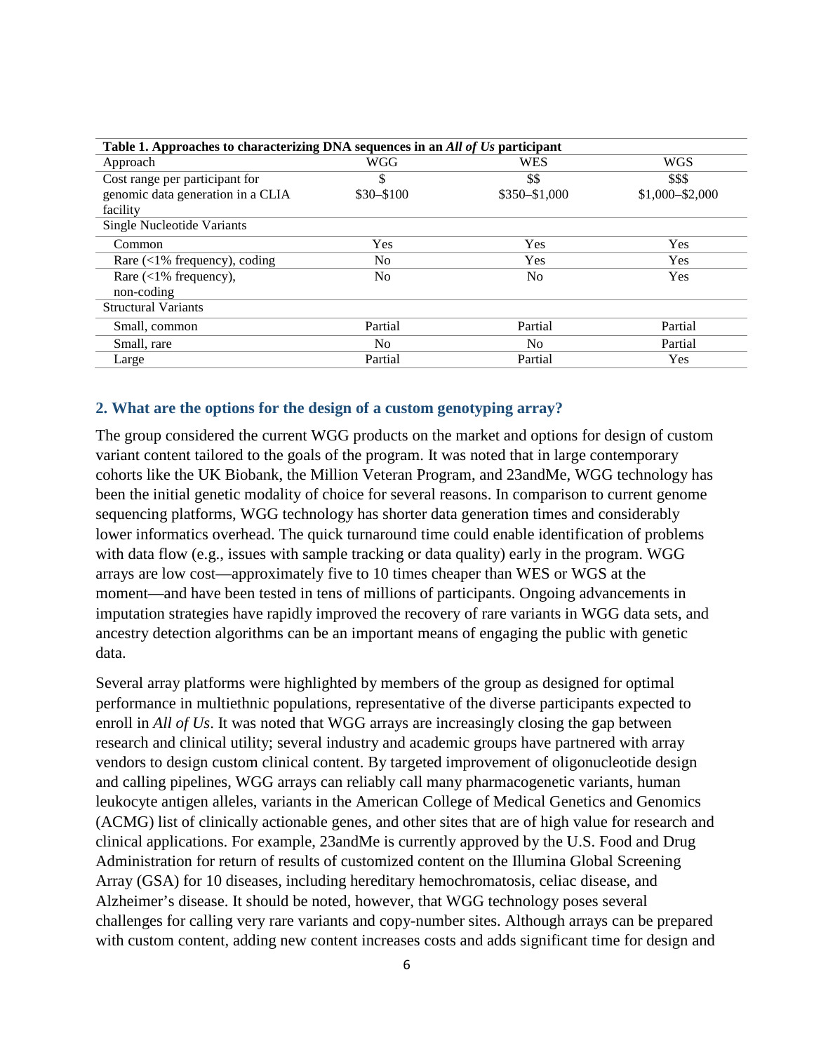**Table 1. Approaches to characterizing DNA sequences in an *All of Us* participant**

| Approach | WGG | WES | WGS |
|---|---|---|---|
| Cost range per participant for genomic data generation in a CLIA facility | \$<br>\$30–\$100 | \$\$<br>\$350–\$1,000 | \$\$\$<br>\$1,000–\$2,000 |
| Single Nucleotide Variants | | | |
| Common | Yes | Yes | Yes |
| Rare (<1% frequency), coding | No | Yes | Yes |
| Rare (<1% frequency), non-coding | No | No | Yes |
| Structural Variants | | | |
| Small, common | Partial | Partial | Partial |
| Small, rare | No | No | Partial |
| Large | Partial | Partial | Yes |

## 2. What are the options for the design of a custom genotyping array?

The group considered the current WGG products on the market and options for design of custom variant content tailored to the goals of the program. It was noted that in large contemporary cohorts like the UK Biobank, the Million Veteran Program, and 23andMe, WGG technology has been the initial genetic modality of choice for several reasons. In comparison to current genome sequencing platforms, WGG technology has shorter data generation times and considerably lower informatics overhead. The quick turnaround time could enable identification of problems with data flow (e.g., issues with sample tracking or data quality) early in the program. WGG arrays are low cost—approximately five to 10 times cheaper than WES or WGS at the moment—and have been tested in tens of millions of participants. Ongoing advancements in imputation strategies have rapidly improved the recovery of rare variants in WGG data sets, and ancestry detection algorithms can be an important means of engaging the public with genetic data.

Several array platforms were highlighted by members of the group as designed for optimal performance in multiethnic populations, representative of the diverse participants expected to enroll in *All of Us*. It was noted that WGG arrays are increasingly closing the gap between research and clinical utility; several industry and academic groups have partnered with array vendors to design custom clinical content. By targeted improvement of oligonucleotide design and calling pipelines, WGG arrays can reliably call many pharmacogenetic variants, human leukocyte antigen alleles, variants in the American College of Medical Genetics and Genomics (ACMG) list of clinically actionable genes, and other sites that are of high value for research and clinical applications. For example, 23andMe is currently approved by the U.S. Food and Drug Administration for return of results of customized content on the Illumina Global Screening Array (GSA) for 10 diseases, including hereditary hemochromatosis, celiac disease, and Alzheimer's disease. It should be noted, however, that WGG technology poses several challenges for calling very rare variants and copy-number sites. Although arrays can be prepared with custom content, adding new content increases costs and adds significant time for design and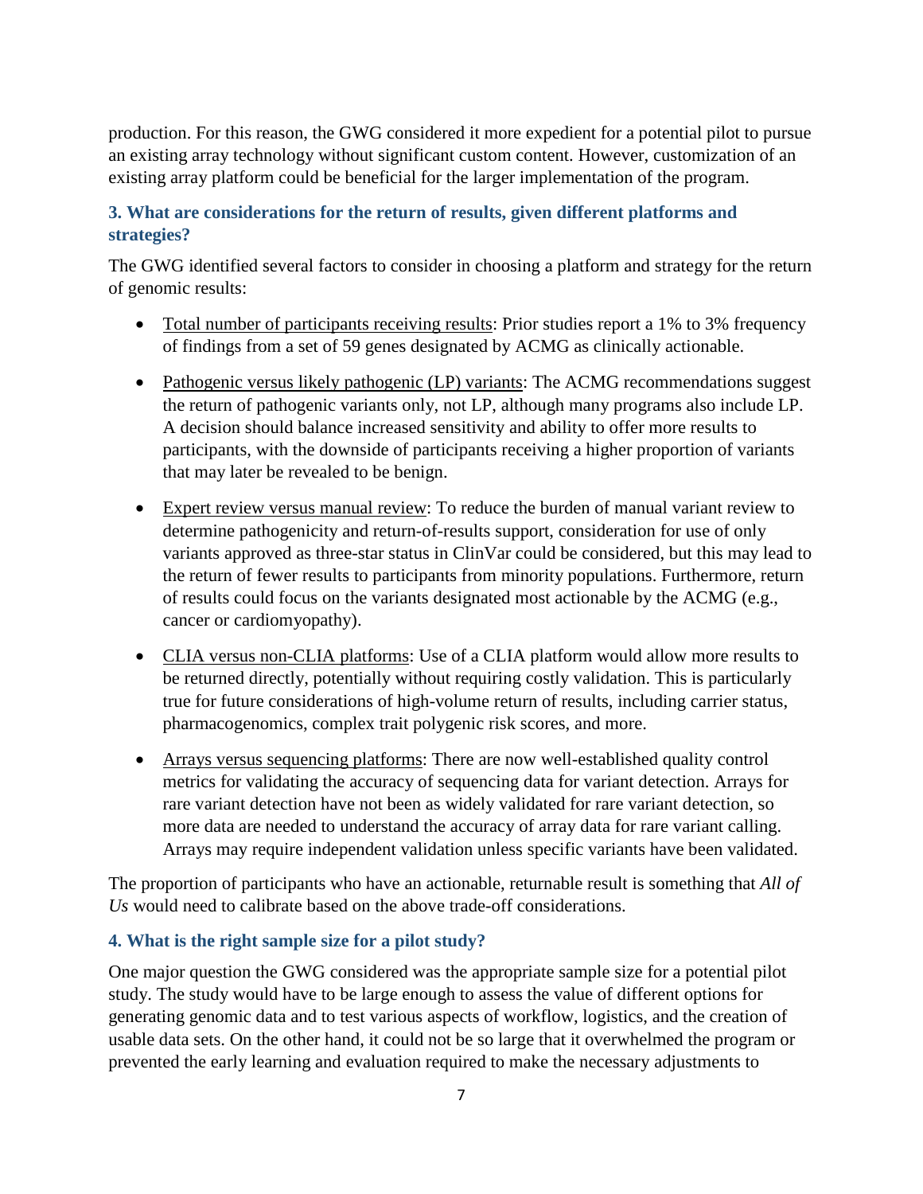production. For this reason, the GWG considered it more expedient for a potential pilot to pursue an existing array technology without significant custom content. However, customization of an existing array platform could be beneficial for the larger implementation of the program.

### 3. What are considerations for the return of results, given different platforms and strategies?

The GWG identified several factors to consider in choosing a platform and strategy for the return of genomic results:

- Total number of participants receiving results: Prior studies report a 1% to 3% frequency of findings from a set of 59 genes designated by ACMG as clinically actionable.
- Pathogenic versus likely pathogenic (LP) variants: The ACMG recommendations suggest the return of pathogenic variants only, not LP, although many programs also include LP. A decision should balance increased sensitivity and ability to offer more results to participants, with the downside of participants receiving a higher proportion of variants that may later be revealed to be benign.
- Expert review versus manual review: To reduce the burden of manual variant review to determine pathogenicity and return-of-results support, consideration for use of only variants approved as three-star status in ClinVar could be considered, but this may lead to the return of fewer results to participants from minority populations. Furthermore, return of results could focus on the variants designated most actionable by the ACMG (e.g., cancer or cardiomyopathy).
- CLIA versus non-CLIA platforms: Use of a CLIA platform would allow more results to be returned directly, potentially without requiring costly validation. This is particularly true for future considerations of high-volume return of results, including carrier status, pharmacogenomics, complex trait polygenic risk scores, and more.
- Arrays versus sequencing platforms: There are now well-established quality control metrics for validating the accuracy of sequencing data for variant detection. Arrays for rare variant detection have not been as widely validated for rare variant detection, so more data are needed to understand the accuracy of array data for rare variant calling. Arrays may require independent validation unless specific variants have been validated.

The proportion of participants who have an actionable, returnable result is something that *All of Us* would need to calibrate based on the above trade-off considerations.

### 4. What is the right sample size for a pilot study?

One major question the GWG considered was the appropriate sample size for a potential pilot study. The study would have to be large enough to assess the value of different options for generating genomic data and to test various aspects of workflow, logistics, and the creation of usable data sets. On the other hand, it could not be so large that it overwhelmed the program or prevented the early learning and evaluation required to make the necessary adjustments to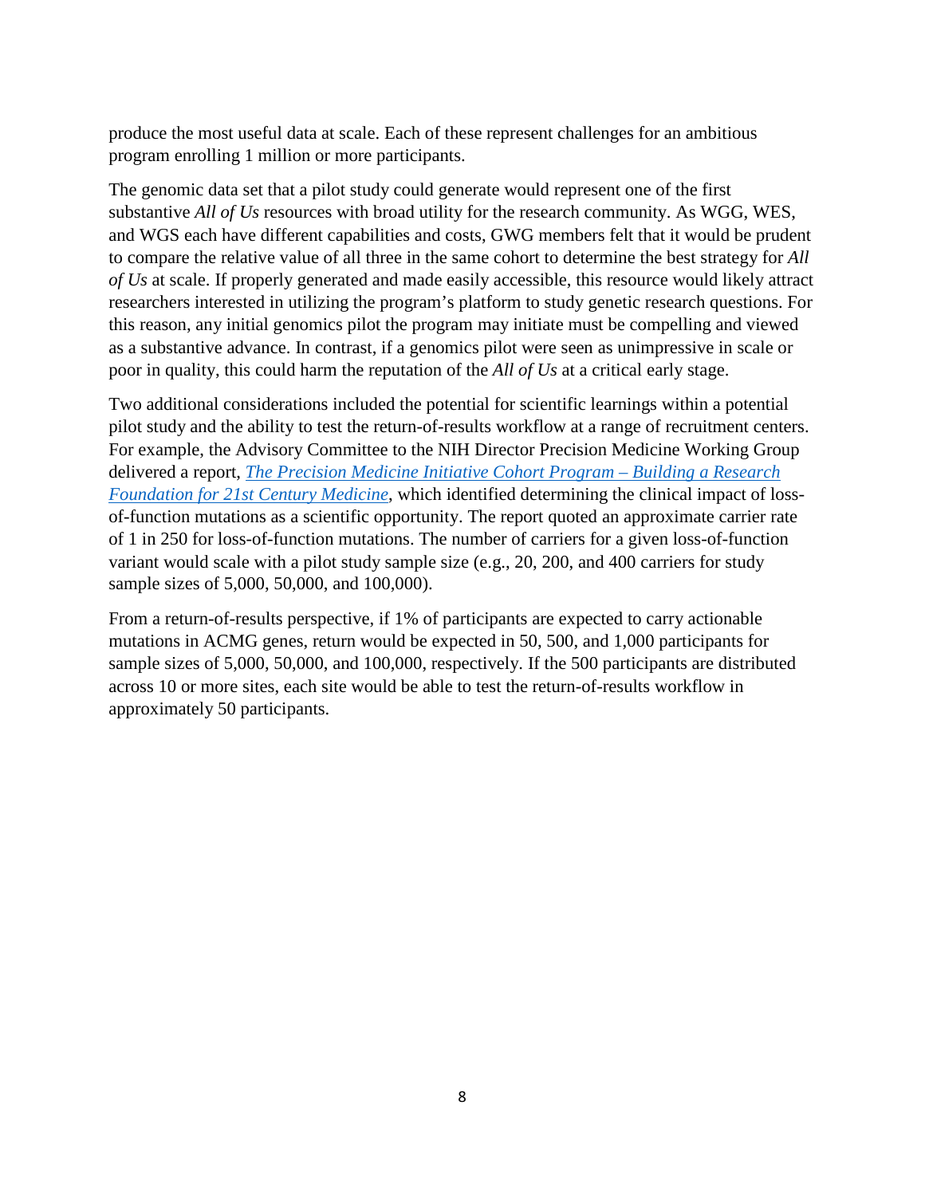produce the most useful data at scale. Each of these represent challenges for an ambitious program enrolling 1 million or more participants.

The genomic data set that a pilot study could generate would represent one of the first substantive *All of Us* resources with broad utility for the research community. As WGG, WES, and WGS each have different capabilities and costs, GWG members felt that it would be prudent to compare the relative value of all three in the same cohort to determine the best strategy for *All of Us* at scale. If properly generated and made easily accessible, this resource would likely attract researchers interested in utilizing the program's platform to study genetic research questions. For this reason, any initial genomics pilot the program may initiate must be compelling and viewed as a substantive advance. In contrast, if a genomics pilot were seen as unimpressive in scale or poor in quality, this could harm the reputation of the *All of Us* at a critical early stage.

Two additional considerations included the potential for scientific learnings within a potential pilot study and the ability to test the return-of-results workflow at a range of recruitment centers. For example, the Advisory Committee to the NIH Director Precision Medicine Working Group delivered a report, *The Precision Medicine Initiative Cohort Program – Building a Research Foundation for 21st Century Medicine*, which identified determining the clinical impact of loss-of-function mutations as a scientific opportunity. The report quoted an approximate carrier rate of 1 in 250 for loss-of-function mutations. The number of carriers for a given loss-of-function variant would scale with a pilot study sample size (e.g., 20, 200, and 400 carriers for study sample sizes of 5,000, 50,000, and 100,000).

From a return-of-results perspective, if 1% of participants are expected to carry actionable mutations in ACMG genes, return would be expected in 50, 500, and 1,000 participants for sample sizes of 5,000, 50,000, and 100,000, respectively. If the 500 participants are distributed across 10 or more sites, each site would be able to test the return-of-results workflow in approximately 50 participants.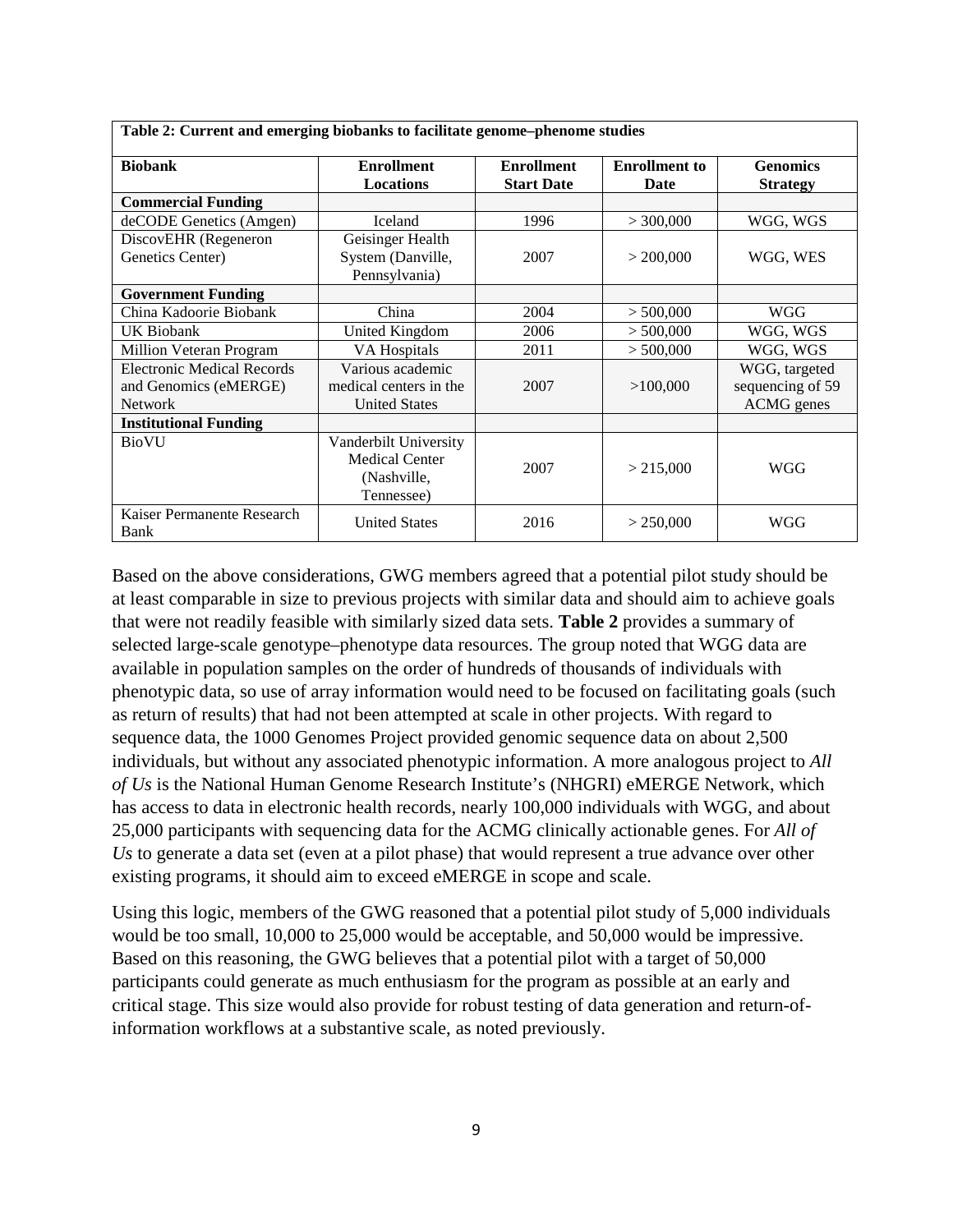**Table 2: Current and emerging biobanks to facilitate genome–phenome studies**

| Biobank | Enrollment Locations | Enrollment Start Date | Enrollment to Date | Genomics Strategy |
|---|---|---|---|---|
| **Commercial Funding** | | | | |
| deCODE Genetics (Amgen) | Iceland | 1996 | > 300,000 | WGG, WGS |
| DiscovEHR (Regeneron Genetics Center) | Geisinger Health System (Danville, Pennsylvania) | 2007 | > 200,000 | WGG, WES |
| **Government Funding** | | | | |
| China Kadoorie Biobank | China | 2004 | > 500,000 | WGG |
| UK Biobank | United Kingdom | 2006 | > 500,000 | WGG, WGS |
| Million Veteran Program | VA Hospitals | 2011 | > 500,000 | WGG, WGS |
| Electronic Medical Records and Genomics (eMERGE) Network | Various academic medical centers in the United States | 2007 | >100,000 | WGG, targeted sequencing of 59 ACMG genes |
| **Institutional Funding** | | | | |
| BioVU | Vanderbilt University Medical Center (Nashville, Tennessee) | 2007 | > 215,000 | WGG |
| Kaiser Permanente Research Bank | United States | 2016 | > 250,000 | WGG |

Based on the above considerations, GWG members agreed that a potential pilot study should be at least comparable in size to previous projects with similar data and should aim to achieve goals that were not readily feasible with similarly sized data sets. **Table 2** provides a summary of selected large-scale genotype–phenotype data resources. The group noted that WGG data are available in population samples on the order of hundreds of thousands of individuals with phenotypic data, so use of array information would need to be focused on facilitating goals (such as return of results) that had not been attempted at scale in other projects. With regard to sequence data, the 1000 Genomes Project provided genomic sequence data on about 2,500 individuals, but without any associated phenotypic information. A more analogous project to *All of Us* is the National Human Genome Research Institute's (NHGRI) eMERGE Network, which has access to data in electronic health records, nearly 100,000 individuals with WGG, and about 25,000 participants with sequencing data for the ACMG clinically actionable genes. For *All of Us* to generate a data set (even at a pilot phase) that would represent a true advance over other existing programs, it should aim to exceed eMERGE in scope and scale.

Using this logic, members of the GWG reasoned that a potential pilot study of 5,000 individuals would be too small, 10,000 to 25,000 would be acceptable, and 50,000 would be impressive. Based on this reasoning, the GWG believes that a potential pilot with a target of 50,000 participants could generate as much enthusiasm for the program as possible at an early and critical stage. This size would also provide for robust testing of data generation and return-of-information workflows at a substantive scale, as noted previously.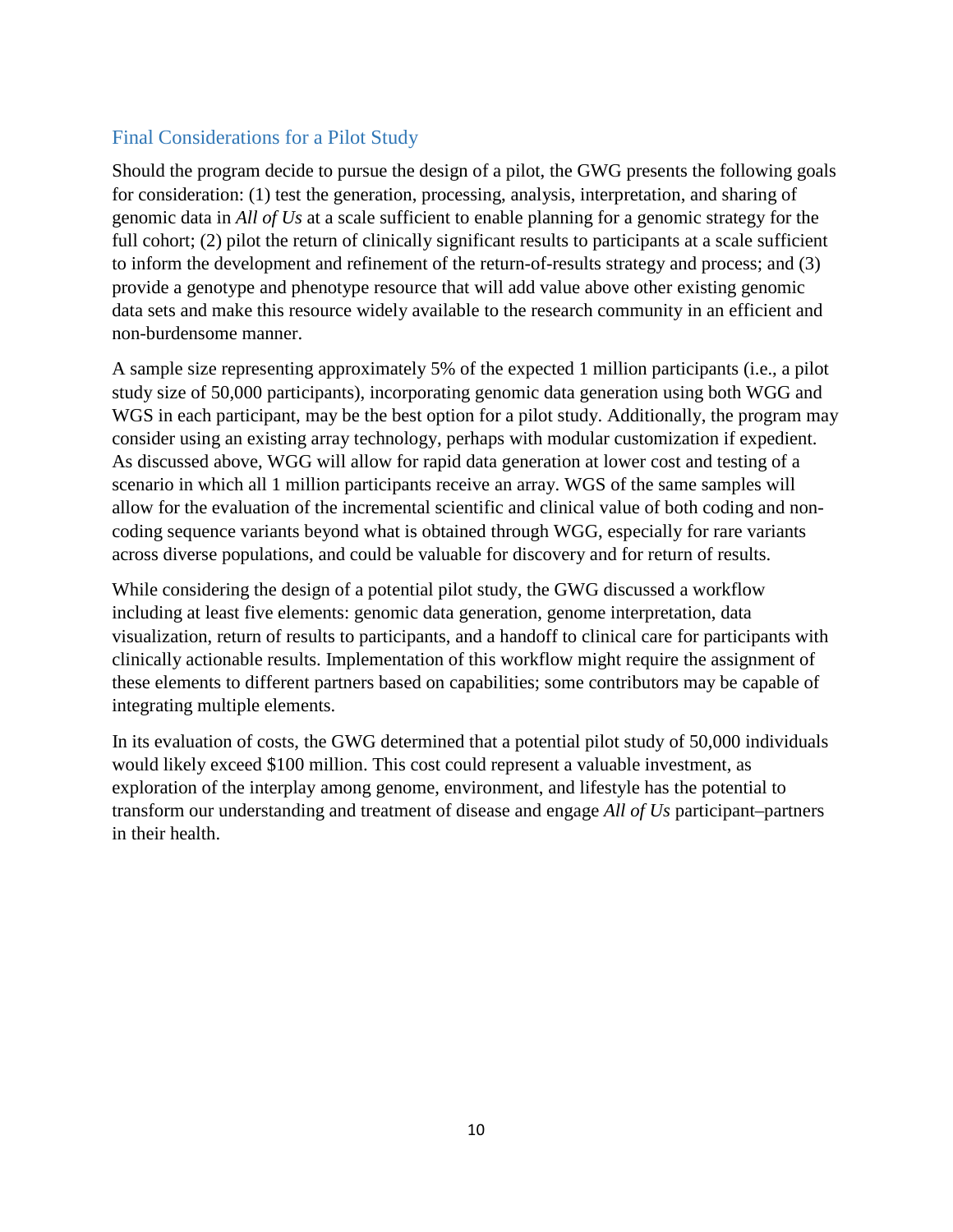## Final Considerations for a Pilot Study

Should the program decide to pursue the design of a pilot, the GWG presents the following goals for consideration: (1) test the generation, processing, analysis, interpretation, and sharing of genomic data in *All of Us* at a scale sufficient to enable planning for a genomic strategy for the full cohort; (2) pilot the return of clinically significant results to participants at a scale sufficient to inform the development and refinement of the return-of-results strategy and process; and (3) provide a genotype and phenotype resource that will add value above other existing genomic data sets and make this resource widely available to the research community in an efficient and non-burdensome manner.

A sample size representing approximately 5% of the expected 1 million participants (i.e., a pilot study size of 50,000 participants), incorporating genomic data generation using both WGG and WGS in each participant, may be the best option for a pilot study. Additionally, the program may consider using an existing array technology, perhaps with modular customization if expedient. As discussed above, WGG will allow for rapid data generation at lower cost and testing of a scenario in which all 1 million participants receive an array. WGS of the same samples will allow for the evaluation of the incremental scientific and clinical value of both coding and non-coding sequence variants beyond what is obtained through WGG, especially for rare variants across diverse populations, and could be valuable for discovery and for return of results.

While considering the design of a potential pilot study, the GWG discussed a workflow including at least five elements: genomic data generation, genome interpretation, data visualization, return of results to participants, and a handoff to clinical care for participants with clinically actionable results. Implementation of this workflow might require the assignment of these elements to different partners based on capabilities; some contributors may be capable of integrating multiple elements.

In its evaluation of costs, the GWG determined that a potential pilot study of 50,000 individuals would likely exceed $100 million. This cost could represent a valuable investment, as exploration of the interplay among genome, environment, and lifestyle has the potential to transform our understanding and treatment of disease and engage *All of Us* participant–partners in their health.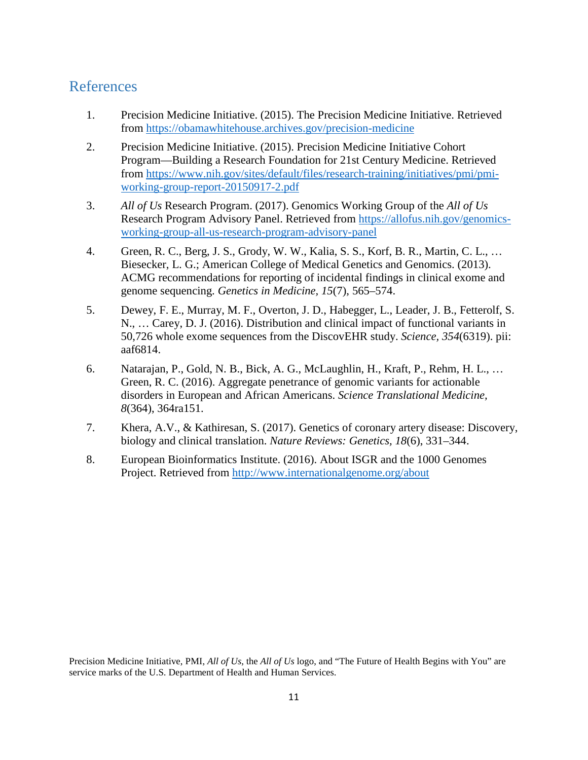## References

1. Precision Medicine Initiative. (2015). The Precision Medicine Initiative. Retrieved from https://obamawhitehouse.archives.gov/precision-medicine
2. Precision Medicine Initiative. (2015). Precision Medicine Initiative Cohort Program—Building a Research Foundation for 21st Century Medicine. Retrieved from https://www.nih.gov/sites/default/files/research-training/initiatives/pmi/pmi-working-group-report-20150917-2.pdf
3. *All of Us* Research Program. (2017). Genomics Working Group of the *All of Us* Research Program Advisory Panel. Retrieved from https://allofus.nih.gov/genomics-working-group-all-us-research-program-advisory-panel
4. Green, R. C., Berg, J. S., Grody, W. W., Kalia, S. S., Korf, B. R., Martin, C. L., … Biesecker, L. G.; American College of Medical Genetics and Genomics. (2013). ACMG recommendations for reporting of incidental findings in clinical exome and genome sequencing. *Genetics in Medicine, 15*(7), 565–574.
5. Dewey, F. E., Murray, M. F., Overton, J. D., Habegger, L., Leader, J. B., Fetterolf, S. N., … Carey, D. J. (2016). Distribution and clinical impact of functional variants in 50,726 whole exome sequences from the DiscovEHR study. *Science, 354*(6319). pii: aaf6814.
6. Natarajan, P., Gold, N. B., Bick, A. G., McLaughlin, H., Kraft, P., Rehm, H. L., … Green, R. C. (2016). Aggregate penetrance of genomic variants for actionable disorders in European and African Americans. *Science Translational Medicine, 8*(364), 364ra151.
7. Khera, A.V., & Kathiresan, S. (2017). Genetics of coronary artery disease: Discovery, biology and clinical translation. *Nature Reviews: Genetics, 18*(6), 331–344.
8. European Bioinformatics Institute. (2016). About ISGR and the 1000 Genomes Project. Retrieved from http://www.internationalgenome.org/about

Precision Medicine Initiative, PMI, *All of Us*, the *All of Us* logo, and "The Future of Health Begins with You" are service marks of the U.S. Department of Health and Human Services.